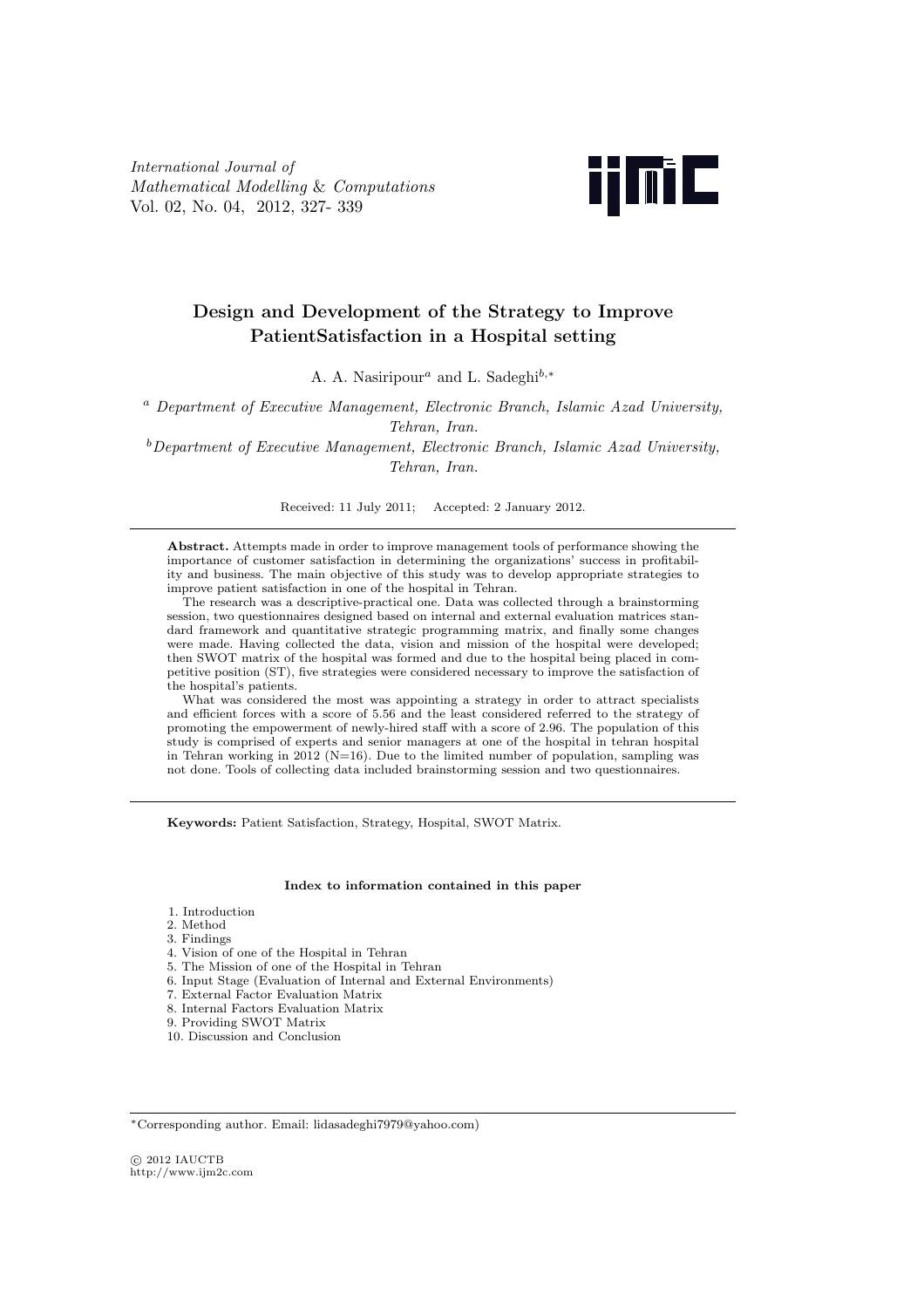# Design and Development of the Strategy to Improve PatientSatisfaction in a Hospital setting

A. A. Nasiripour[a] and L. Sadeghi[b,*]

[a] *Department of Executive Management, Electronic Branch, Islamic Azad University, Tehran, Iran.*

[b] *Department of Executive Management, Electronic Branch, Islamic Azad University, Tehran, Iran.*

Received: 11 July 2011; Accepted: 2 January 2012.

---

**Abstract.** Attempts made in order to improve management tools of performance showing the importance of customer satisfaction in determining the organizations' success in profitability and business. The main objective of this study was to develop appropriate strategies to improve patient satisfaction in one of the hospital in Tehran.

The research was a descriptive-practical one. Data was collected through a brainstorming session, two questionnaires designed based on internal and external evaluation matrices standard framework and quantitative strategic programming matrix, and finally some changes were made. Having collected the data, vision and mission of the hospital were developed; then SWOT matrix of the hospital was formed and due to the hospital being placed in competitive position (ST), five strategies were considered necessary to improve the satisfaction of the hospital's patients.

What was considered the most was appointing a strategy in order to attract specialists and efficient forces with a score of 5.56 and the least considered referred to the strategy of promoting the empowerment of newly-hired staff with a score of 2.96. The population of this study is comprised of experts and senior managers at one of the hospital in tehran hospital in Tehran working in 2012 (N=16). Due to the limited number of population, sampling was not done. Tools of collecting data included brainstorming session and two questionnaires.

---

**Keywords:** Patient Satisfaction, Strategy, Hospital, SWOT Matrix.

**Index to information contained in this paper**

1. Introduction
2. Method
3. Findings
4. Vision of one of the Hospital in Tehran
5. The Mission of one of the Hospital in Tehran
6. Input Stage (Evaluation of Internal and External Environments)
7. External Factor Evaluation Matrix
8. Internal Factors Evaluation Matrix
9. Providing SWOT Matrix
10. Discussion and Conclusion

---

*Corresponding author. Email: lidasadeghi7979@yahoo.com)

© 2012 IAUCTB
http://www.ijm2c.com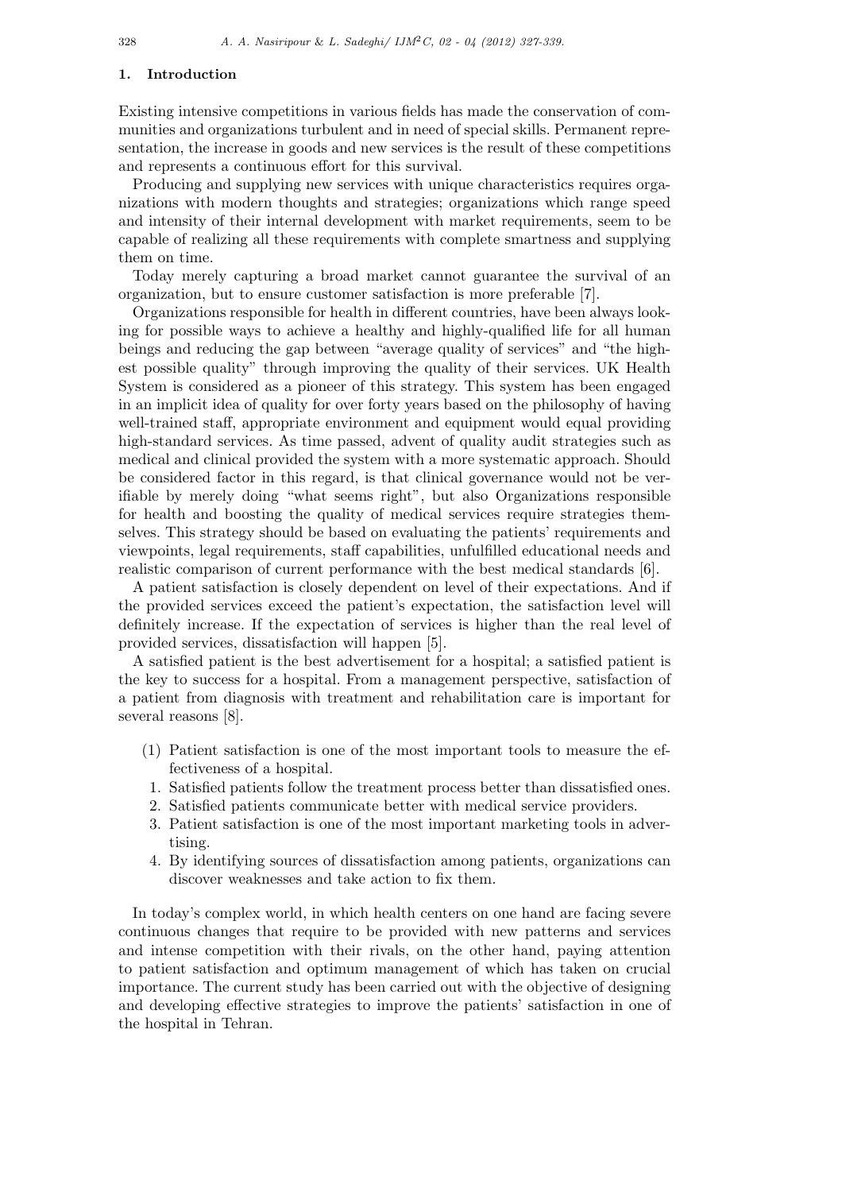## 1. Introduction

Existing intensive competitions in various fields has made the conservation of communities and organizations turbulent and in need of special skills. Permanent representation, the increase in goods and new services is the result of these competitions and represents a continuous effort for this survival.

Producing and supplying new services with unique characteristics requires organizations with modern thoughts and strategies; organizations which range speed and intensity of their internal development with market requirements, seem to be capable of realizing all these requirements with complete smartness and supplying them on time.

Today merely capturing a broad market cannot guarantee the survival of an organization, but to ensure customer satisfaction is more preferable [7].

Organizations responsible for health in different countries, have been always looking for possible ways to achieve a healthy and highly-qualified life for all human beings and reducing the gap between "average quality of services" and "the highest possible quality" through improving the quality of their services. UK Health System is considered as a pioneer of this strategy. This system has been engaged in an implicit idea of quality for over forty years based on the philosophy of having well-trained staff, appropriate environment and equipment would equal providing high-standard services. As time passed, advent of quality audit strategies such as medical and clinical provided the system with a more systematic approach. Should be considered factor in this regard, is that clinical governance would not be verifiable by merely doing "what seems right", but also Organizations responsible for health and boosting the quality of medical services require strategies themselves. This strategy should be based on evaluating the patients' requirements and viewpoints, legal requirements, staff capabilities, unfulfilled educational needs and realistic comparison of current performance with the best medical standards [6].

A patient satisfaction is closely dependent on level of their expectations. And if the provided services exceed the patient's expectation, the satisfaction level will definitely increase. If the expectation of services is higher than the real level of provided services, dissatisfaction will happen [5].

A satisfied patient is the best advertisement for a hospital; a satisfied patient is the key to success for a hospital. From a management perspective, satisfaction of a patient from diagnosis with treatment and rehabilitation care is important for several reasons [8].

(1) Patient satisfaction is one of the most important tools to measure the effectiveness of a hospital.
1. Satisfied patients follow the treatment process better than dissatisfied ones.
2. Satisfied patients communicate better with medical service providers.
3. Patient satisfaction is one of the most important marketing tools in advertising.
4. By identifying sources of dissatisfaction among patients, organizations can discover weaknesses and take action to fix them.

In today's complex world, in which health centers on one hand are facing severe continuous changes that require to be provided with new patterns and services and intense competition with their rivals, on the other hand, paying attention to patient satisfaction and optimum management of which has taken on crucial importance. The current study has been carried out with the objective of designing and developing effective strategies to improve the patients' satisfaction in one of the hospital in Tehran.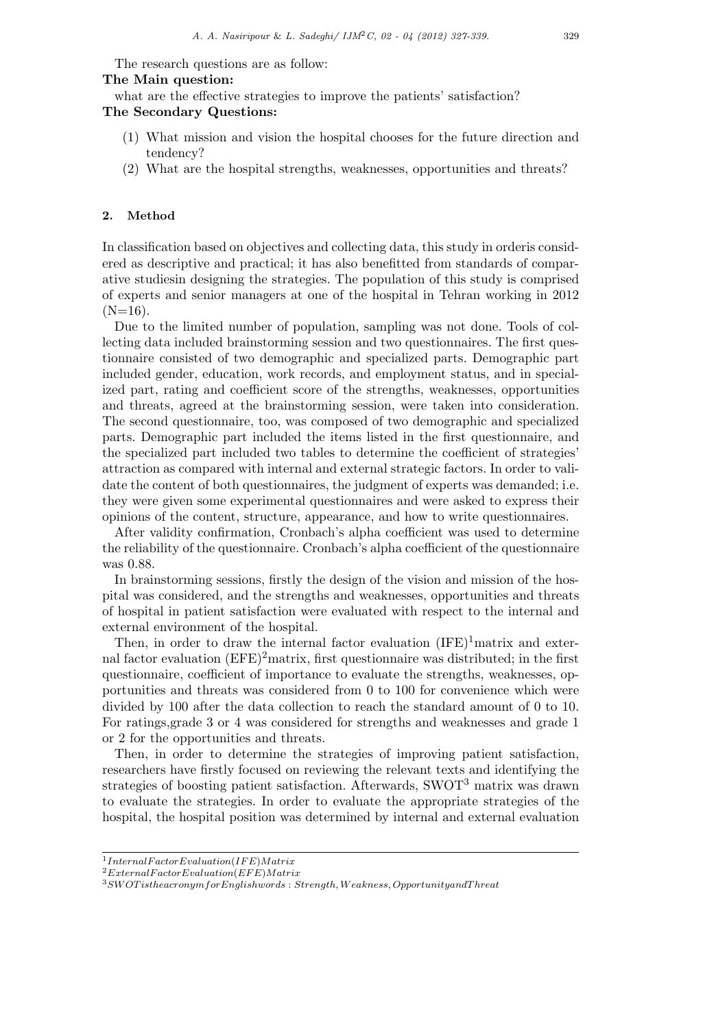The research questions are as follow:

**The Main question:**

what are the effective strategies to improve the patients' satisfaction?

**The Secondary Questions:**

(1) What mission and vision the hospital chooses for the future direction and tendency?

(2) What are the hospital strengths, weaknesses, opportunities and threats?

## 2. Method

In classification based on objectives and collecting data, this study in orderis considered as descriptive and practical; it has also benefitted from standards of comparative studiesin designing the strategies. The population of this study is comprised of experts and senior managers at one of the hospital in Tehran working in 2012 (N=16).

Due to the limited number of population, sampling was not done. Tools of collecting data included brainstorming session and two questionnaires. The first questionnaire consisted of two demographic and specialized parts. Demographic part included gender, education, work records, and employment status, and in specialized part, rating and coefficient score of the strengths, weaknesses, opportunities and threats, agreed at the brainstorming session, were taken into consideration. The second questionnaire, too, was composed of two demographic and specialized parts. Demographic part included the items listed in the first questionnaire, and the specialized part included two tables to determine the coefficient of strategies' attraction as compared with internal and external strategic factors. In order to validate the content of both questionnaires, the judgment of experts was demanded; i.e. they were given some experimental questionnaires and were asked to express their opinions of the content, structure, appearance, and how to write questionnaires.

After validity confirmation, Cronbach's alpha coefficient was used to determine the reliability of the questionnaire. Cronbach's alpha coefficient of the questionnaire was 0.88.

In brainstorming sessions, firstly the design of the vision and mission of the hospital was considered, and the strengths and weaknesses, opportunities and threats of hospital in patient satisfaction were evaluated with respect to the internal and external environment of the hospital.

Then, in order to draw the internal factor evaluation (IFE)[1]matrix and external factor evaluation (EFE)[2]matrix, first questionnaire was distributed; in the first questionnaire, coefficient of importance to evaluate the strengths, weaknesses, opportunities and threats was considered from 0 to 100 for convenience which were divided by 100 after the data collection to reach the standard amount of 0 to 10. For ratings,grade 3 or 4 was considered for strengths and weaknesses and grade 1 or 2 for the opportunities and threats.

Then, in order to determine the strategies of improving patient satisfaction, researchers have firstly focused on reviewing the relevant texts and identifying the strategies of boosting patient satisfaction. Afterwards, SWOT[3] matrix was drawn to evaluate the strategies. In order to evaluate the appropriate strategies of the hospital, the hospital position was determined by internal and external evaluation

---

[1] Internal Factor Evaluation (IFE) Matrix

[2] External Factor Evaluation (EFE) Matrix

[3] SWOT is the acronym for English words : Strength, Weakness, Opportunity and Threat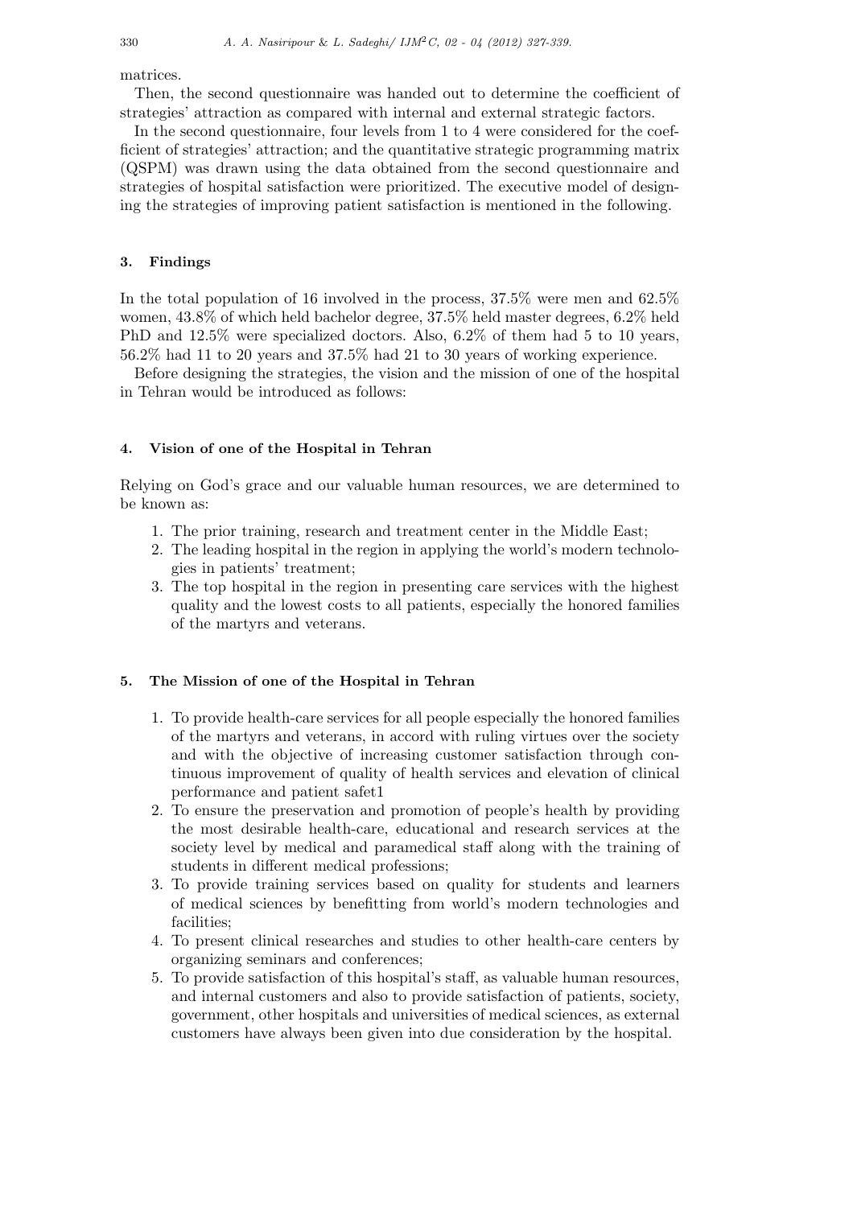matrices.

Then, the second questionnaire was handed out to determine the coefficient of strategies' attraction as compared with internal and external strategic factors.

In the second questionnaire, four levels from 1 to 4 were considered for the coefficient of strategies' attraction; and the quantitative strategic programming matrix (QSPM) was drawn using the data obtained from the second questionnaire and strategies of hospital satisfaction were prioritized. The executive model of designing the strategies of improving patient satisfaction is mentioned in the following.

## 3. Findings

In the total population of 16 involved in the process, 37.5% were men and 62.5% women, 43.8% of which held bachelor degree, 37.5% held master degrees, 6.2% held PhD and 12.5% were specialized doctors. Also, 6.2% of them had 5 to 10 years, 56.2% had 11 to 20 years and 37.5% had 21 to 30 years of working experience.

Before designing the strategies, the vision and the mission of one of the hospital in Tehran would be introduced as follows:

## 4. Vision of one of the Hospital in Tehran

Relying on God's grace and our valuable human resources, we are determined to be known as:

1. The prior training, research and treatment center in the Middle East;
2. The leading hospital in the region in applying the world's modern technologies in patients' treatment;
3. The top hospital in the region in presenting care services with the highest quality and the lowest costs to all patients, especially the honored families of the martyrs and veterans.

## 5. The Mission of one of the Hospital in Tehran

1. To provide health-care services for all people especially the honored families of the martyrs and veterans, in accord with ruling virtues over the society and with the objective of increasing customer satisfaction through continuous improvement of quality of health services and elevation of clinical performance and patient safet1
2. To ensure the preservation and promotion of people's health by providing the most desirable health-care, educational and research services at the society level by medical and paramedical staff along with the training of students in different medical professions;
3. To provide training services based on quality for students and learners of medical sciences by benefitting from world's modern technologies and facilities;
4. To present clinical researches and studies to other health-care centers by organizing seminars and conferences;
5. To provide satisfaction of this hospital's staff, as valuable human resources, and internal customers and also to provide satisfaction of patients, society, government, other hospitals and universities of medical sciences, as external customers have always been given into due consideration by the hospital.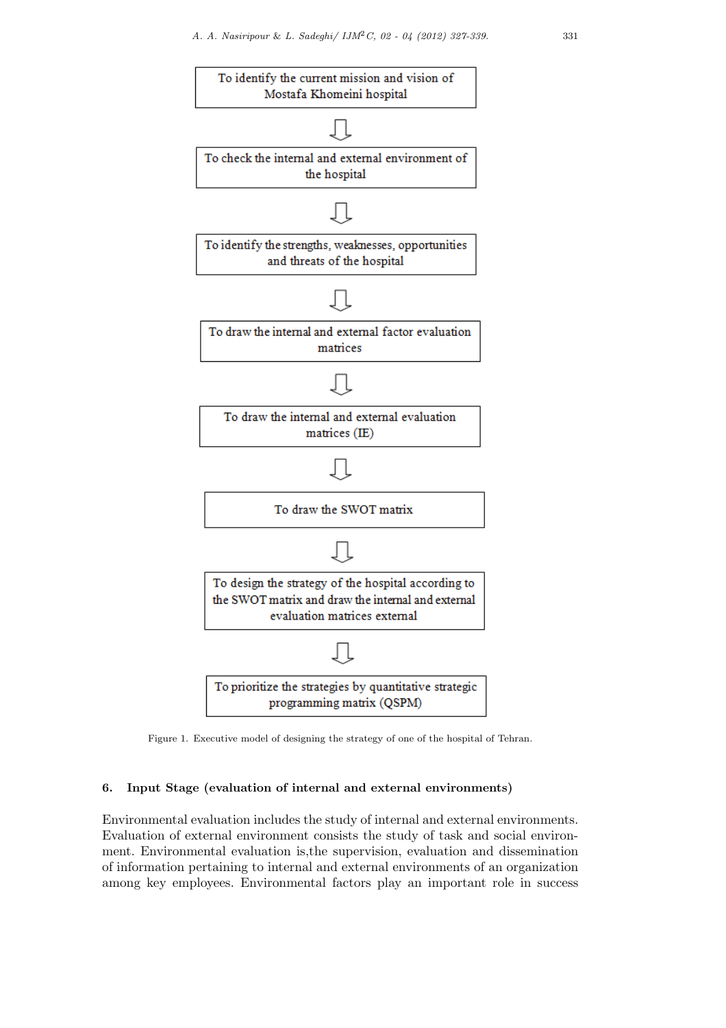To identify the current mission and vision of Mostafa Khomeini hospital

⇩

To check the internal and external environment of the hospital

⇩

To identify the strengths, weaknesses, opportunities and threats of the hospital

⇩

To draw the internal and external factor evaluation matrices

⇩

To draw the internal and external evaluation matrices (IE)

⇩

To draw the SWOT matrix

⇩

To design the strategy of the hospital according to the SWOT matrix and draw the internal and external evaluation matrices external

⇩

To prioritize the strategies by quantitative strategic programming matrix (QSPM)

Figure 1. Executive model of designing the strategy of one of the hospital of Tehran.

## 6. Input Stage (evaluation of internal and external environments)

Environmental evaluation includes the study of internal and external environments. Evaluation of external environment consists the study of task and social environment. Environmental evaluation is,the supervision, evaluation and dissemination of information pertaining to internal and external environments of an organization among key employees. Environmental factors play an important role in success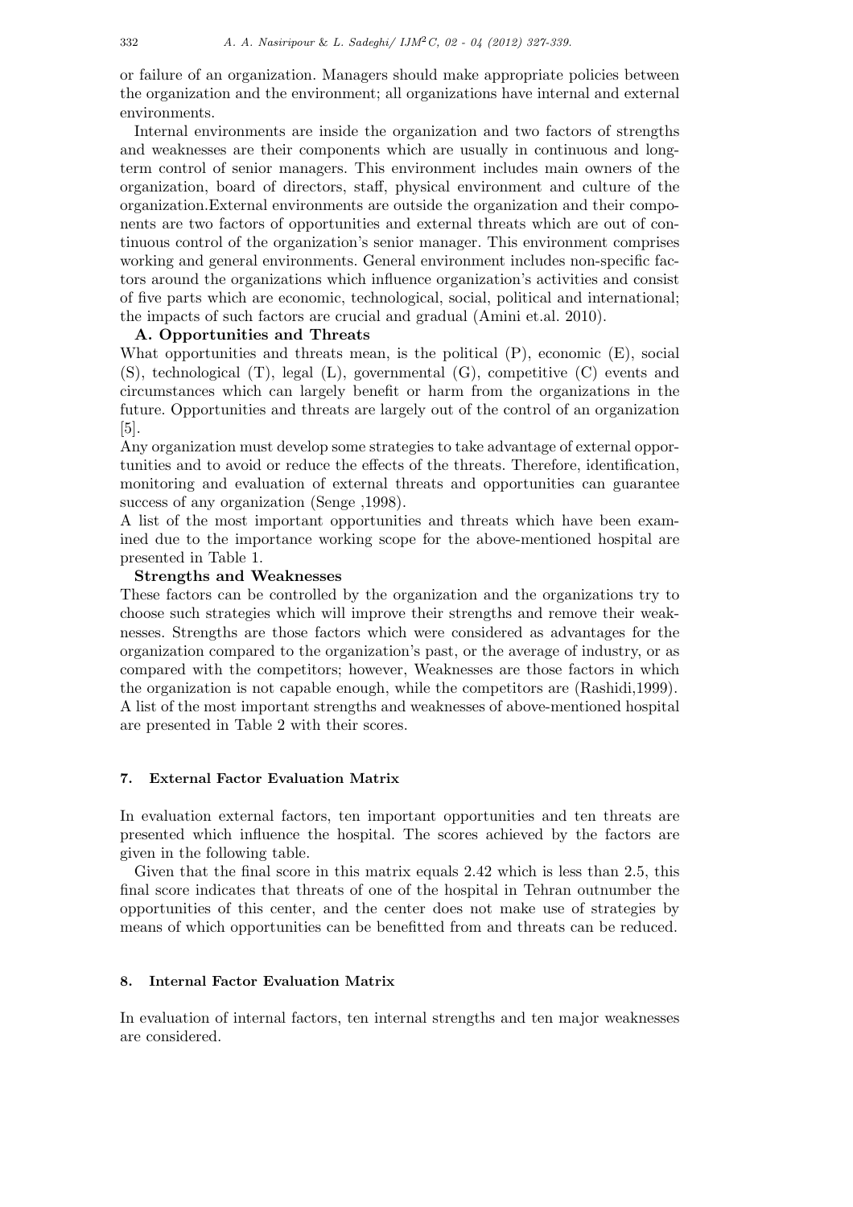or failure of an organization. Managers should make appropriate policies between the organization and the environment; all organizations have internal and external environments.

Internal environments are inside the organization and two factors of strengths and weaknesses are their components which are usually in continuous and long-term control of senior managers. This environment includes main owners of the organization, board of directors, staff, physical environment and culture of the organization.External environments are outside the organization and their components are two factors of opportunities and external threats which are out of continuous control of the organization's senior manager. This environment comprises working and general environments. General environment includes non-specific factors around the organizations which influence organization's activities and consist of five parts which are economic, technological, social, political and international; the impacts of such factors are crucial and gradual (Amini et.al. 2010).

**A. Opportunities and Threats**

What opportunities and threats mean, is the political (P), economic (E), social (S), technological (T), legal (L), governmental (G), competitive (C) events and circumstances which can largely benefit or harm from the organizations in the future. Opportunities and threats are largely out of the control of an organization [5].

Any organization must develop some strategies to take advantage of external opportunities and to avoid or reduce the effects of the threats. Therefore, identification, monitoring and evaluation of external threats and opportunities can guarantee success of any organization (Senge ,1998).

A list of the most important opportunities and threats which have been examined due to the importance working scope for the above-mentioned hospital are presented in Table 1.

**Strengths and Weaknesses**

These factors can be controlled by the organization and the organizations try to choose such strategies which will improve their strengths and remove their weaknesses. Strengths are those factors which were considered as advantages for the organization compared to the organization's past, or the average of industry, or as compared with the competitors; however, Weaknesses are those factors in which the organization is not capable enough, while the competitors are (Rashidi,1999). A list of the most important strengths and weaknesses of above-mentioned hospital are presented in Table 2 with their scores.

## 7. External Factor Evaluation Matrix

In evaluation external factors, ten important opportunities and ten threats are presented which influence the hospital. The scores achieved by the factors are given in the following table.

Given that the final score in this matrix equals 2.42 which is less than 2.5, this final score indicates that threats of one of the hospital in Tehran outnumber the opportunities of this center, and the center does not make use of strategies by means of which opportunities can be benefitted from and threats can be reduced.

## 8. Internal Factor Evaluation Matrix

In evaluation of internal factors, ten internal strengths and ten major weaknesses are considered.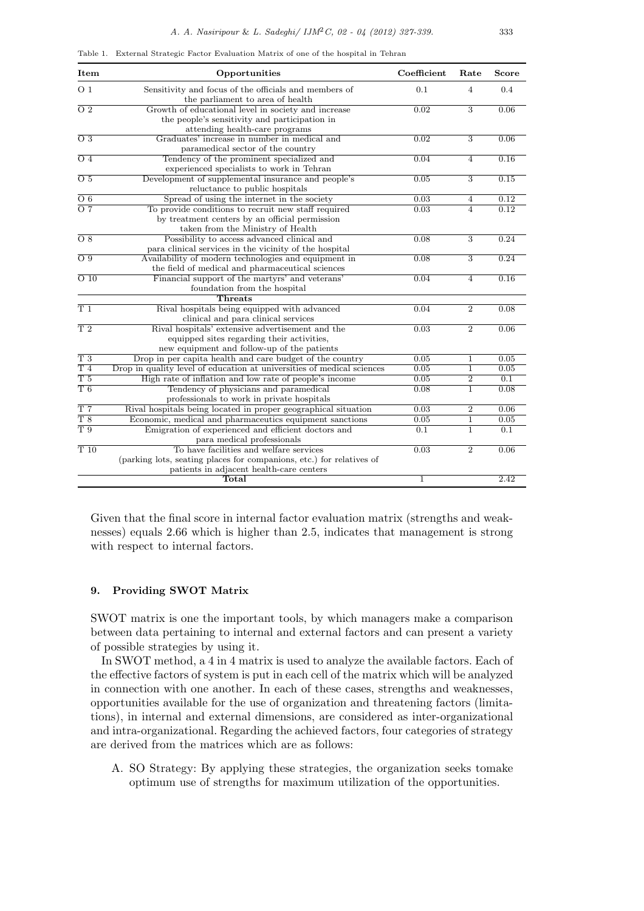Table 1. External Strategic Factor Evaluation Matrix of one of the hospital in Tehran

| Item | Opportunities | Coefficient | Rate | Score |
|---|---|---|---|---|
| O 1 | Sensitivity and focus of the officials and members of the parliament to area of health | 0.1 | 4 | 0.4 |
| O 2 | Growth of educational level in society and increase the people's sensitivity and participation in attending health-care programs | 0.02 | 3 | 0.06 |
| O 3 | Graduates' increase in number in medical and paramedical sector of the country | 0.02 | 3 | 0.06 |
| O 4 | Tendency of the prominent specialized and experienced specialists to work in Tehran | 0.04 | 4 | 0.16 |
| O 5 | Development of supplemental insurance and people's reluctance to public hospitals | 0.05 | 3 | 0.15 |
| O 6 | Spread of using the internet in the society | 0.03 | 4 | 0.12 |
| O 7 | To provide conditions to recruit new staff required by treatment centers by an official permission taken from the Ministry of Health | 0.03 | 4 | 0.12 |
| O 8 | Possibility to access advanced clinical and para clinical services in the vicinity of the hospital | 0.08 | 3 | 0.24 |
| O 9 | Availability of modern technologies and equipment in the field of medical and pharmaceutical sciences | 0.08 | 3 | 0.24 |
| O 10 | Financial support of the martyrs' and veterans' foundation from the hospital | 0.04 | 4 | 0.16 |
| | **Threats** | | | |
| T 1 | Rival hospitals being equipped with advanced clinical and para clinical services | 0.04 | 2 | 0.08 |
| T 2 | Rival hospitals' extensive advertisement and the equipped sites regarding their activities, new equipment and follow-up of the patients | 0.03 | 2 | 0.06 |
| T 3 | Drop in per capita health and care budget of the country | 0.05 | 1 | 0.05 |
| T 4 | Drop in quality level of education at universities of medical sciences | 0.05 | 1 | 0.05 |
| T 5 | High rate of inflation and low rate of people's income | 0.05 | 2 | 0.1 |
| T 6 | Tendency of physicians and paramedical professionals to work in private hospitals | 0.08 | 1 | 0.08 |
| T 7 | Rival hospitals being located in proper geographical situation | 0.03 | 2 | 0.06 |
| T 8 | Economic, medical and pharmaceutics equipment sanctions | 0.05 | 1 | 0.05 |
| T 9 | Emigration of experienced and efficient doctors and para medical professionals | 0.1 | 1 | 0.1 |
| T 10 | To have facilities and welfare services (parking lots, seating places for companions, etc.) for relatives of patients in adjacent health-care centers | 0.03 | 2 | 0.06 |
| | **Total** | 1 | | 2.42 |

Given that the final score in internal factor evaluation matrix (strengths and weaknesses) equals 2.66 which is higher than 2.5, indicates that management is strong with respect to internal factors.

## 9. Providing SWOT Matrix

SWOT matrix is one the important tools, by which managers make a comparison between data pertaining to internal and external factors and can present a variety of possible strategies by using it.

In SWOT method, a 4 in 4 matrix is used to analyze the available factors. Each of the effective factors of system is put in each cell of the matrix which will be analyzed in connection with one another. In each of these cases, strengths and weaknesses, opportunities available for the use of organization and threatening factors (limitations), in internal and external dimensions, are considered as inter-organizational and intra-organizational. Regarding the achieved factors, four categories of strategy are derived from the matrices which are as follows:

A. SO Strategy: By applying these strategies, the organization seeks tomake optimum use of strengths for maximum utilization of the opportunities.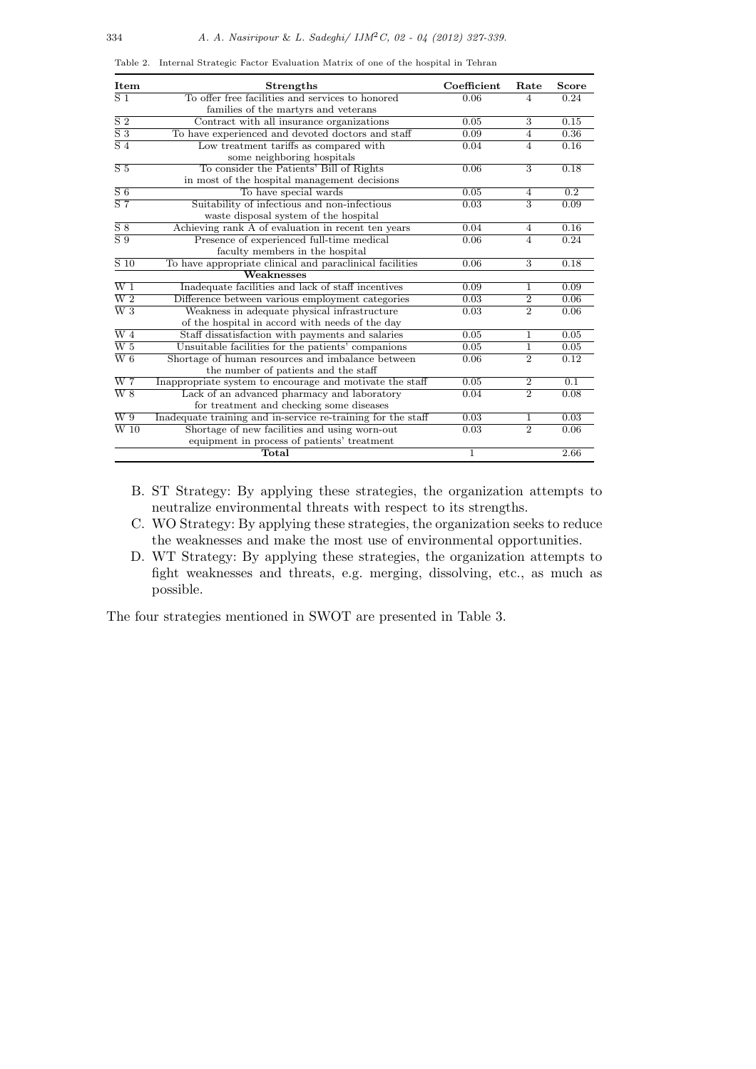Table 2. Internal Strategic Factor Evaluation Matrix of one of the hospital in Tehran

| Item | Strengths | Coefficient | Rate | Score |
|---|---|---|---|---|
| S 1 | To offer free facilities and services to honored families of the martyrs and veterans | 0.06 | 4 | 0.24 |
| S 2 | Contract with all insurance organizations | 0.05 | 3 | 0.15 |
| S 3 | To have experienced and devoted doctors and staff | 0.09 | 4 | 0.36 |
| S 4 | Low treatment tariffs as compared with some neighboring hospitals | 0.04 | 4 | 0.16 |
| S 5 | To consider the Patients' Bill of Rights in most of the hospital management decisions | 0.06 | 3 | 0.18 |
| S 6 | To have special wards | 0.05 | 4 | 0.2 |
| S 7 | Suitability of infectious and non-infectious waste disposal system of the hospital | 0.03 | 3 | 0.09 |
| S 8 | Achieving rank A of evaluation in recent ten years | 0.04 | 4 | 0.16 |
| S 9 | Presence of experienced full-time medical faculty members in the hospital | 0.06 | 4 | 0.24 |
| S 10 | To have appropriate clinical and paraclinical facilities | 0.06 | 3 | 0.18 |
| | **Weaknesses** | | | |
| W 1 | Inadequate facilities and lack of staff incentives | 0.09 | 1 | 0.09 |
| W 2 | Difference between various employment categories | 0.03 | 2 | 0.06 |
| W 3 | Weakness in adequate physical infrastructure of the hospital in accord with needs of the day | 0.03 | 2 | 0.06 |
| W 4 | Staff dissatisfaction with payments and salaries | 0.05 | 1 | 0.05 |
| W 5 | Unsuitable facilities for the patients' companions | 0.05 | 1 | 0.05 |
| W 6 | Shortage of human resources and imbalance between the number of patients and the staff | 0.06 | 2 | 0.12 |
| W 7 | Inappropriate system to encourage and motivate the staff | 0.05 | 2 | 0.1 |
| W 8 | Lack of an advanced pharmacy and laboratory for treatment and checking some diseases | 0.04 | 2 | 0.08 |
| W 9 | Inadequate training and in-service re-training for the staff | 0.03 | 1 | 0.03 |
| W 10 | Shortage of new facilities and using worn-out equipment in process of patients' treatment | 0.03 | 2 | 0.06 |
| | **Total** | 1 | | 2.66 |

B. ST Strategy: By applying these strategies, the organization attempts to neutralize environmental threats with respect to its strengths.

C. WO Strategy: By applying these strategies, the organization seeks to reduce the weaknesses and make the most use of environmental opportunities.

D. WT Strategy: By applying these strategies, the organization attempts to fight weaknesses and threats, e.g. merging, dissolving, etc., as much as possible.

The four strategies mentioned in SWOT are presented in Table 3.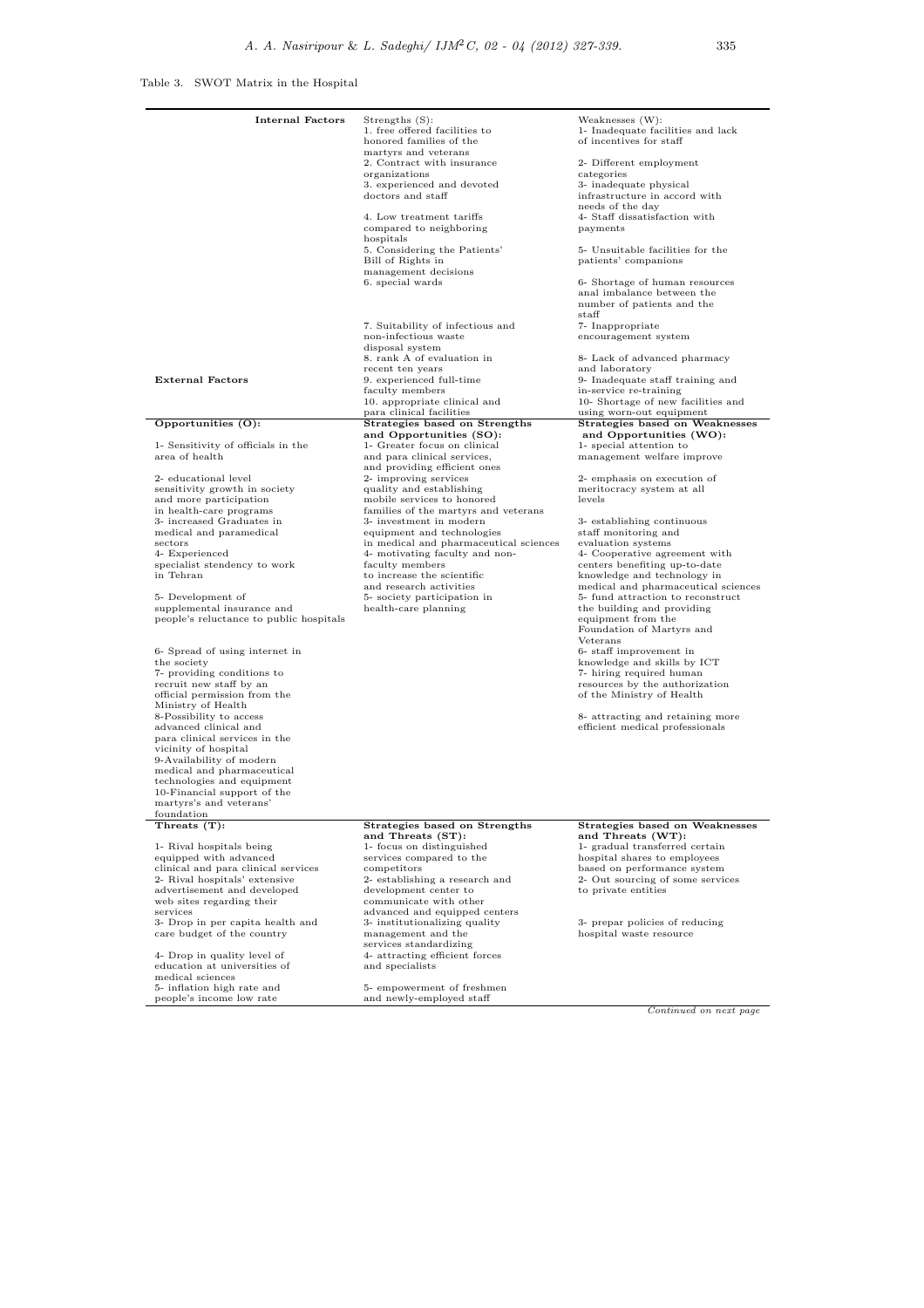Table 3. SWOT Matrix in the Hospital

| Internal Factors / External Factors | Strengths (S): | Weaknesses (W): |
|---|---|---|
| | 1. free offered facilities to honored families of the martyrs and veterans | 1- Inadequate facilities and lack of incentives for staff |
| | 2. Contract with insurance organizations | 2- Different employment categories |
| | 3. experienced and devoted doctors and staff | 3- inadequate physical infrastructure in accord with needs of the day |
| | 4. Low treatment tariffs compared to neighboring hospitals | 4- Staff dissatisfaction with payments |
| | 5. Considering the Patients' Bill of Rights in management decisions | 5- Unsuitable facilities for the patients' companions |
| | 6. special wards | 6- Shortage of human resources anal imbalance between the number of patients and the staff |
| | 7. Suitability of infectious and non-infectious waste disposal system | 7- Inappropriate encouragement system |
| | 8. rank A of evaluation in recent ten years | 8- Lack of advanced pharmacy and laboratory |
| | 9. experienced full-time faculty members | 9- Inadequate staff training and in-service re-training |
| | 10. appropriate clinical and para clinical facilities | 10- Shortage of new facilities and using worn-out equipment |
| **Opportunities (O):** | **Strategies based on Strengths and Opportunities (SO):** | **Strategies based on Weaknesses and Opportunities (WO):** |
| 1- Sensitivity of officials in the area of health | 1- Greater focus on clinical and para clinical services, and providing efficient ones | 1- special attention to management welfare improve |
| 2- educational level sensitivity growth in society and more participation in health-care programs | 2- improving services quality and establishing mobile services to honored families of the martyrs and veterans | 2- emphasis on execution of meritocracy system at all levels |
| 3- increased Graduates in medical and paramedical sectors | 3- investment in modern equipment and technologies in medical and pharmaceutical sciences | 3- establishing continuous staff monitoring and evaluation systems |
| 4- Experienced specialist tendency to work in Tehran | 4- motivating faculty and non-faculty members to increase the scientific and research activities | 4- Cooperative agreement with centers benefiting up-to-date knowledge and technology in medical and pharmaceutical sciences |
| 5- Development of supplemental insurance and people's reluctance to public hospitals | 5- society participation in health-care planning | 5- fund attraction to reconstruct the building and providing equipment from the Foundation of Martyrs and Veterans |
| 6- Spread of using internet in the society | | 6- staff improvement in knowledge and skills by ICT |
| 7- providing conditions to recruit new staff by an official permission from the Ministry of Health | | 7- hiring required human resources by the authorization of the Ministry of Health |
| 8-Possibility to access advanced clinical and para clinical services in the vicinity of hospital | | 8- attracting and retaining more efficient medical professionals |
| 9-Availability of modern medical and pharmaceutical technologies and equipment | | |
| 10-Financial support of the martyrs's and veterans' foundation | | |
| **Threats (T):** | **Strategies based on Strengths and Threats (ST):** | **Strategies based on Weaknesses and Threats (WT):** |
| 1- Rival hospitals being equipped with advanced clinical and para clinical services | 1- focus on distinguished services compared to the competitors | 1- gradual transferred certain hospital shares to employees based on performance system |
| 2- Rival hospitals' extensive advertisement and developed web sites regarding their services | 2- establishing a research and development center to communicate with other advanced and equipped centers | 2- Out sourcing of some services to private entities |
| 3- Drop in per capita health and care budget of the country | 3- institutionalizing quality management and the services standardizing | 3- prepar policies of reducing hospital waste resource |
| 4- Drop in quality level of education at universities of medical sciences | 4- attracting efficient forces and specialists | |
| 5- inflation high rate and people's income low rate | 5- empowerment of freshmen and newly-employed staff | |

*Continued on next page*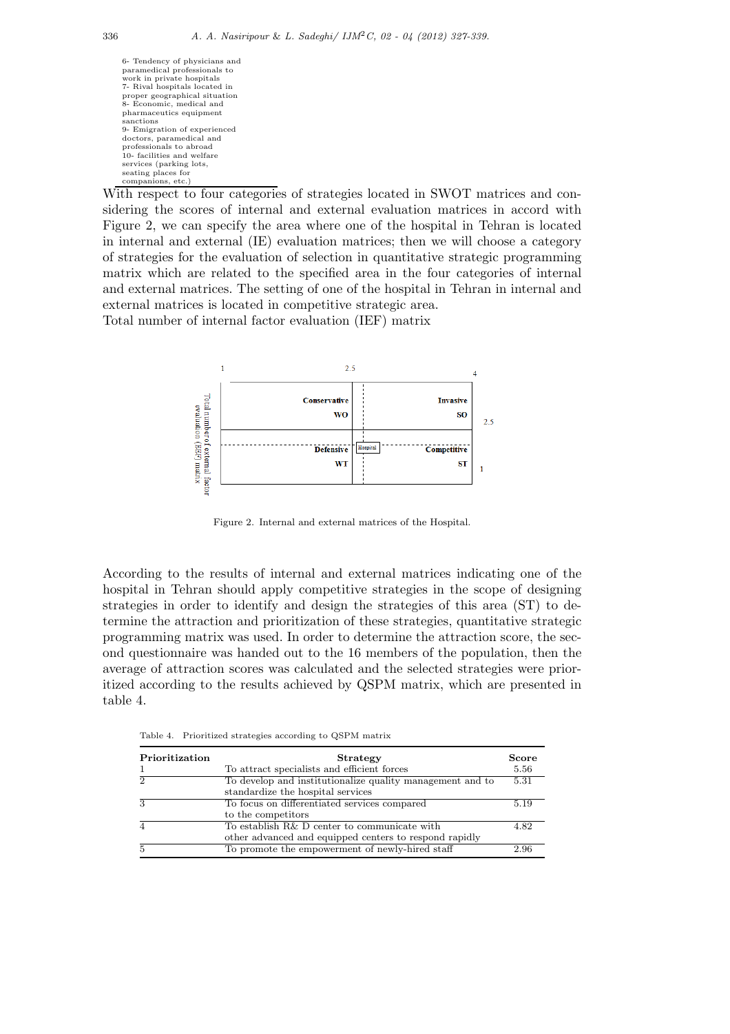6- Tendency of physicians and paramedical professionals to work in private hospitals
7- Rival hospitals located in proper geographical situation
8- Economic, medical and pharmaceutics equipment sanctions
9- Emigration of experienced doctors, paramedical and professionals to abroad
10- facilities and welfare services (parking lots, seating places for companions, etc.)

With respect to four categories of strategies located in SWOT matrices and considering the scores of internal and external evaluation matrices in accord with Figure 2, we can specify the area where one of the hospital in Tehran is located in internal and external (IE) evaluation matrices; then we will choose a category of strategies for the evaluation of selection in quantitative strategic programming matrix which are related to the specified area in the four categories of internal and external matrices. The setting of one of the hospital in Tehran in internal and external matrices is located in competitive strategic area.

Total number of internal factor evaluation (IEF) matrix

| | 1 | 2.5 | 4 |
|---|---|---|---|
| Total number of external factor evaluation (EEF) matrix | Conservative WO | Invasive SO | 2.5 |
| | Defensive WT | Hospital / Competitive ST | 1 |

Figure 2. Internal and external matrices of the Hospital.

According to the results of internal and external matrices indicating one of the hospital in Tehran should apply competitive strategies in the scope of designing strategies in order to identify and design the strategies of this area (ST) to determine the attraction and prioritization of these strategies, quantitative strategic programming matrix was used. In order to determine the attraction score, the second questionnaire was handed out to the 16 members of the population, then the average of attraction scores was calculated and the selected strategies were prioritized according to the results achieved by QSPM matrix, which are presented in table 4.

Table 4. Prioritized strategies according to QSPM matrix

| Prioritization | Strategy | Score |
|---|---|---|
| 1 | To attract specialists and efficient forces | 5.56 |
| 2 | To develop and institutionalize quality management and to standardize the hospital services | 5.31 |
| 3 | To focus on differentiated services compared to the competitors | 5.19 |
| 4 | To establish R& D center to communicate with other advanced and equipped centers to respond rapidly | 4.82 |
| 5 | To promote the empowerment of newly-hired staff | 2.96 |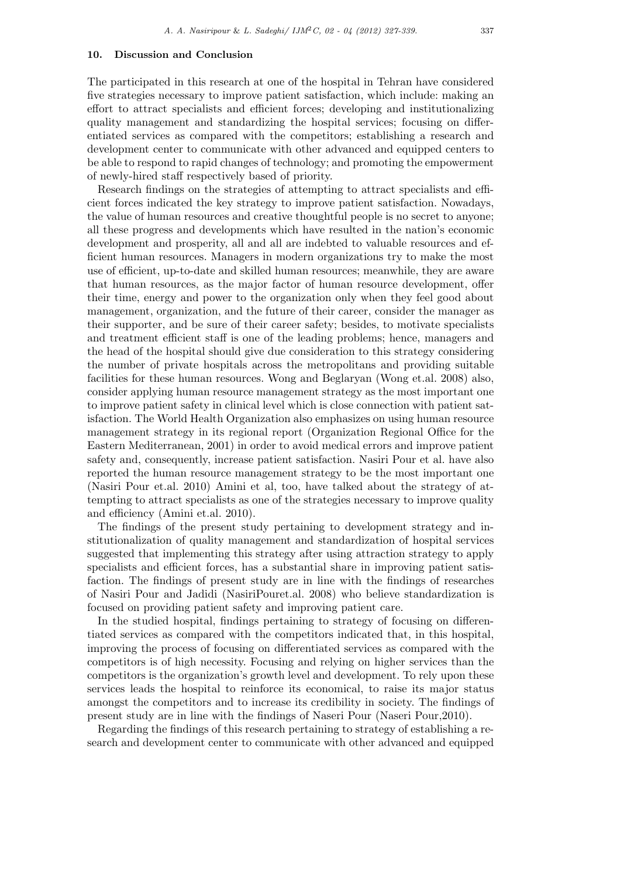## 10. Discussion and Conclusion

The participated in this research at one of the hospital in Tehran have considered five strategies necessary to improve patient satisfaction, which include: making an effort to attract specialists and efficient forces; developing and institutionalizing quality management and standardizing the hospital services; focusing on differentiated services as compared with the competitors; establishing a research and development center to communicate with other advanced and equipped centers to be able to respond to rapid changes of technology; and promoting the empowerment of newly-hired staff respectively based of priority.

Research findings on the strategies of attempting to attract specialists and efficient forces indicated the key strategy to improve patient satisfaction. Nowadays, the value of human resources and creative thoughtful people is no secret to anyone; all these progress and developments which have resulted in the nation's economic development and prosperity, all and all are indebted to valuable resources and efficient human resources. Managers in modern organizations try to make the most use of efficient, up-to-date and skilled human resources; meanwhile, they are aware that human resources, as the major factor of human resource development, offer their time, energy and power to the organization only when they feel good about management, organization, and the future of their career, consider the manager as their supporter, and be sure of their career safety; besides, to motivate specialists and treatment efficient staff is one of the leading problems; hence, managers and the head of the hospital should give due consideration to this strategy considering the number of private hospitals across the metropolitans and providing suitable facilities for these human resources. Wong and Beglaryan (Wong et.al. 2008) also, consider applying human resource management strategy as the most important one to improve patient safety in clinical level which is close connection with patient satisfaction. The World Health Organization also emphasizes on using human resource management strategy in its regional report (Organization Regional Office for the Eastern Mediterranean, 2001) in order to avoid medical errors and improve patient safety and, consequently, increase patient satisfaction. Nasiri Pour et al. have also reported the human resource management strategy to be the most important one (Nasiri Pour et.al. 2010) Amini et al, too, have talked about the strategy of attempting to attract specialists as one of the strategies necessary to improve quality and efficiency (Amini et.al. 2010).

The findings of the present study pertaining to development strategy and institutionalization of quality management and standardization of hospital services suggested that implementing this strategy after using attraction strategy to apply specialists and efficient forces, has a substantial share in improving patient satisfaction. The findings of present study are in line with the findings of researches of Nasiri Pour and Jadidi (NasiriPouret.al. 2008) who believe standardization is focused on providing patient safety and improving patient care.

In the studied hospital, findings pertaining to strategy of focusing on differentiated services as compared with the competitors indicated that, in this hospital, improving the process of focusing on differentiated services as compared with the competitors is of high necessity. Focusing and relying on higher services than the competitors is the organization's growth level and development. To rely upon these services leads the hospital to reinforce its economical, to raise its major status amongst the competitors and to increase its credibility in society. The findings of present study are in line with the findings of Naseri Pour (Naseri Pour,2010).

Regarding the findings of this research pertaining to strategy of establishing a research and development center to communicate with other advanced and equipped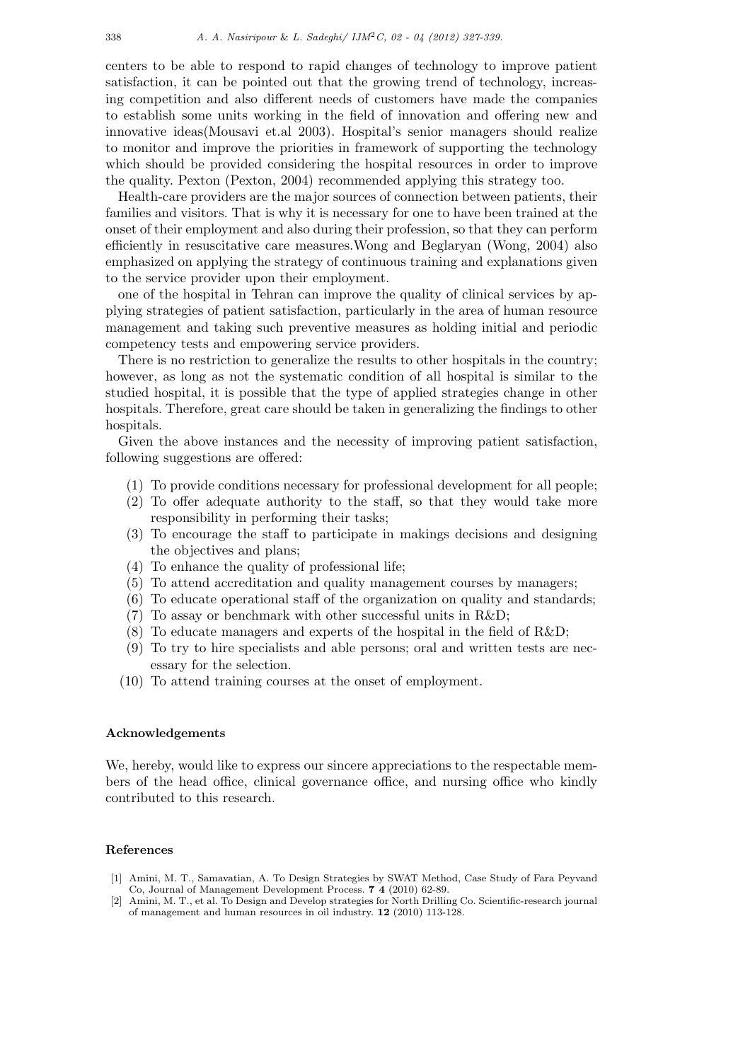centers to be able to respond to rapid changes of technology to improve patient satisfaction, it can be pointed out that the growing trend of technology, increasing competition and also different needs of customers have made the companies to establish some units working in the field of innovation and offering new and innovative ideas(Mousavi et.al 2003). Hospital's senior managers should realize to monitor and improve the priorities in framework of supporting the technology which should be provided considering the hospital resources in order to improve the quality. Pexton (Pexton, 2004) recommended applying this strategy too.

Health-care providers are the major sources of connection between patients, their families and visitors. That is why it is necessary for one to have been trained at the onset of their employment and also during their profession, so that they can perform efficiently in resuscitative care measures.Wong and Beglaryan (Wong, 2004) also emphasized on applying the strategy of continuous training and explanations given to the service provider upon their employment.

one of the hospital in Tehran can improve the quality of clinical services by applying strategies of patient satisfaction, particularly in the area of human resource management and taking such preventive measures as holding initial and periodic competency tests and empowering service providers.

There is no restriction to generalize the results to other hospitals in the country; however, as long as not the systematic condition of all hospital is similar to the studied hospital, it is possible that the type of applied strategies change in other hospitals. Therefore, great care should be taken in generalizing the findings to other hospitals.

Given the above instances and the necessity of improving patient satisfaction, following suggestions are offered:

1. To provide conditions necessary for professional development for all people;
2. To offer adequate authority to the staff, so that they would take more responsibility in performing their tasks;
3. To encourage the staff to participate in makings decisions and designing the objectives and plans;
4. To enhance the quality of professional life;
5. To attend accreditation and quality management courses by managers;
6. To educate operational staff of the organization on quality and standards;
7. To assay or benchmark with other successful units in R&D;
8. To educate managers and experts of the hospital in the field of R&D;
9. To try to hire specialists and able persons; oral and written tests are necessary for the selection.
10. To attend training courses at the onset of employment.

### Acknowledgements

We, hereby, would like to express our sincere appreciations to the respectable members of the head office, clinical governance office, and nursing office who kindly contributed to this research.

### References

[1] Amini, M. T., Samavatian, A. To Design Strategies by SWAT Method, Case Study of Fara Peyvand Co, Journal of Management Development Process. **7 4** (2010) 62-89.

[2] Amini, M. T., et al. To Design and Develop strategies for North Drilling Co. Scientific-research journal of management and human resources in oil industry. **12** (2010) 113-128.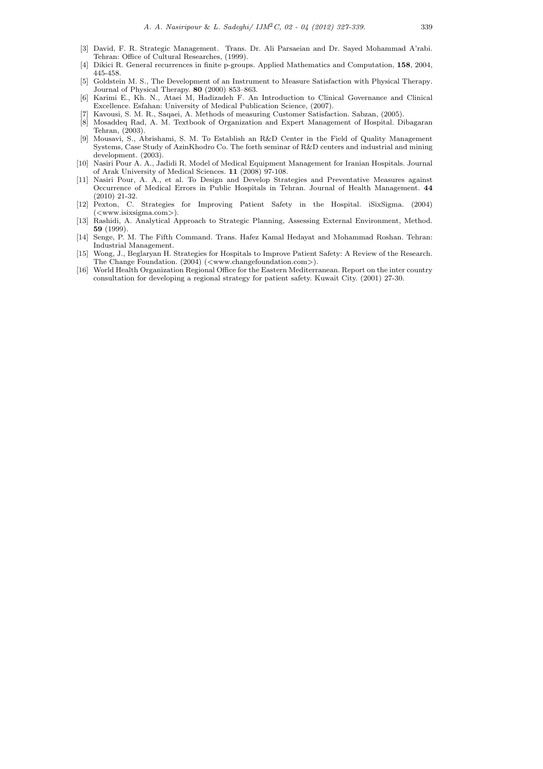[3] David, F. R. Strategic Management. Trans. Dr. Ali Parsaeian and Dr. Sayed Mohammad A'rabi. Tehran: Office of Cultural Researches, (1999).

[4] Dikici R. General recurrences in finite p-groups. Applied Mathematics and Computation, **158**, 2004, 445-458.

[5] Goldstein M. S., The Development of an Instrument to Measure Satisfaction with Physical Therapy. Journal of Physical Therapy. **80** (2000) 853–863.

[6] Karimi E., Kh. N., Ataei M, Hadizadeh F. An Introduction to Clinical Governance and Clinical Excellence. Esfahan: University of Medical Publication Science, (2007).

[7] Kavousi, S. M. R., Saqaei, A. Methods of measuring Customer Satisfaction. Sabzan, (2005).

[8] Mosaddeq Rad, A. M. Textbook of Organization and Expert Management of Hospital. Dibagaran Tehran, (2003).

[9] Mousavi, S., Abrishami, S. M. To Establish an R&D Center in the Field of Quality Management Systems, Case Study of AzinKhodro Co. The forth seminar of R&D centers and industrial and mining development. (2003).

[10] Nasiri Pour A. A., Jadidi R. Model of Medical Equipment Management for Iranian Hospitals. Journal of Arak University of Medical Sciences. **11** (2008) 97-108.

[11] Nasiri Pour, A. A., et al. To Design and Develop Strategies and Preventative Measures against Occurrence of Medical Errors in Public Hospitals in Tehran. Journal of Health Management. **44** (2010) 21-32.

[12] Pexton, C. Strategies for Improving Patient Safety in the Hospital. iSixSigma. (2004) (<www.isixsigma.com>).

[13] Rashidi, A. Analytical Approach to Strategic Planning, Assessing External Environment, Method. **59** (1999).

[14] Senge, P. M. The Fifth Command. Trans. Hafez Kamal Hedayat and Mohammad Roshan. Tehran: Industrial Management.

[15] Wong, J., Beglaryan H. Strategies for Hospitals to Improve Patient Safety: A Review of the Research. The Change Foundation. (2004) (<www.changefoundation.com>).

[16] World Health Organization Regional Office for the Eastern Mediterranean. Report on the inter country consultation for developing a regional strategy for patient safety. Kuwait City. (2001) 27-30.